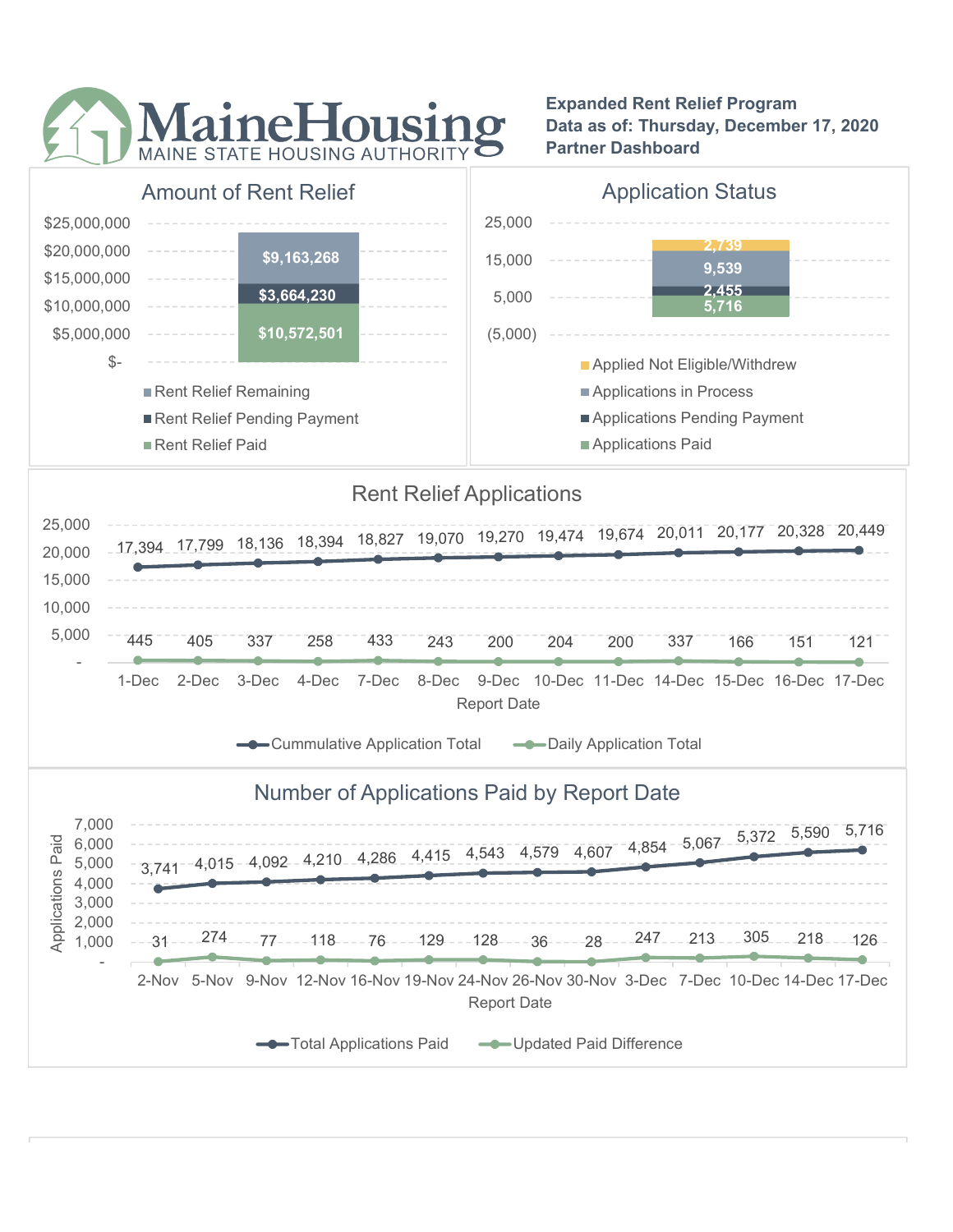# MaineHousing

MAINE STATE HOUSING AUTHORITY

**Expanded Rent Relief Program**
**Data as of: Thursday, December 17, 2020**
**Partner Dashboard**

## Amount of Rent Relief

| Category | Amount |
|---|---|
| Rent Relief Remaining | $9,163,268 |
| Rent Relief Pending Payment | $3,664,230 |
| Rent Relief Paid | $10,572,501 |

## Application Status

| Category | Count |
|---|---|
| Applied Not Eligible/Withdrew | 2,739 |
| Applications in Process | 9,539 |
| Applications Pending Payment | 2,455 |
| Applications Paid | 5,716 |

## Rent Relief Applications

| Report Date | Cummulative Application Total | Daily Application Total |
|---|---|---|
| 1-Dec | 17,394 | 445 |
| 2-Dec | 17,799 | 405 |
| 3-Dec | 18,136 | 337 |
| 4-Dec | 18,394 | 258 |
| 7-Dec | 18,827 | 433 |
| 8-Dec | 19,070 | 243 |
| 9-Dec | 19,270 | 200 |
| 10-Dec | 19,474 | 204 |
| 11-Dec | 19,674 | 200 |
| 14-Dec | 20,011 | 337 |
| 15-Dec | 20,177 | 166 |
| 16-Dec | 20,328 | 151 |
| 17-Dec | 20,449 | 121 |

## Number of Applications Paid by Report Date

| Report Date | Total Applications Paid | Updated Paid Difference |
|---|---|---|
| 2-Nov | 3,741 | 31 |
| 5-Nov | 4,015 | 274 |
| 9-Nov | 4,092 | 77 |
| 12-Nov | 4,210 | 118 |
| 16-Nov | 4,286 | 76 |
| 19-Nov | 4,415 | 129 |
| 24-Nov | 4,543 | 128 |
| 26-Nov | 4,579 | 36 |
| 30-Nov | 4,607 | 28 |
| 3-Dec | 4,854 | 247 |
| 7-Dec | 5,067 | 213 |
| 10-Dec | 5,372 | 305 |
| 14-Dec | 5,590 | 218 |
| 17-Dec | 5,716 | 126 |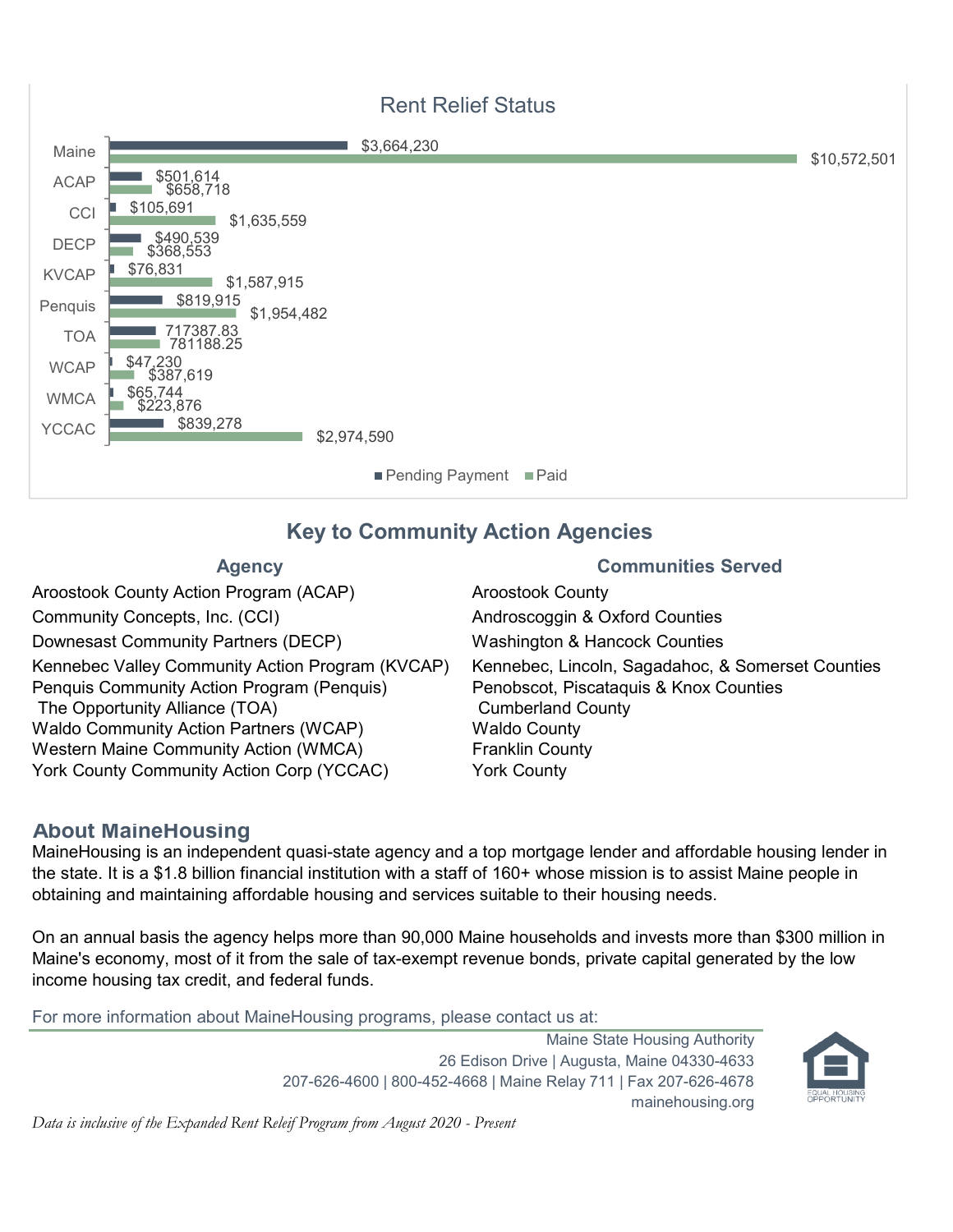## Rent Relief Status

Maine $3,664,230 $10,572,501
ACAP $501,614 $658,718
CCI $105,691 $1,635,559
DECP $490,539 $368,553
KVCAP $76,831 $1,587,915
Penquis $819,915 $1,954,482
TOA 717387.83 781188.25
WCAP $47,230 $387,619
WMCA $65,744 $223,876
YCCAC $839,278 $2,974,590

Pending Payment Paid

## Key to Community Action Agencies

| Agency | Communities Served |
|---|---|
| Aroostook County Action Program (ACAP) | Aroostook County |
| Community Concepts, Inc. (CCI) | Androscoggin & Oxford Counties |
| Downesast Community Partners (DECP) | Washington & Hancock Counties |
| Kennebec Valley Community Action Program (KVCAP) | Kennebec, Lincoln, Sagadahoc, & Somerset Counties |
| Penquis Community Action Program (Penquis) | Penobscot, Piscataquis & Knox Counties |
| The Opportunity Alliance (TOA) | Cumberland County |
| Waldo Community Action Partners (WCAP) | Waldo County |
| Western Maine Community Action (WMCA) | Franklin County |
| York County Community Action Corp (YCCAC) | York County |

## About MaineHousing

MaineHousing is an independent quasi-state agency and a top mortgage lender and affordable housing lender in the state. It is a $1.8 billion financial institution with a staff of 160+ whose mission is to assist Maine people in obtaining and maintaining affordable housing and services suitable to their housing needs.

On an annual basis the agency helps more than 90,000 Maine households and invests more than $300 million in Maine's economy, most of it from the sale of tax-exempt revenue bonds, private capital generated by the low income housing tax credit, and federal funds.

For more information about MaineHousing programs, please contact us at:

Maine State Housing Authority
26 Edison Drive | Augusta, Maine 04330-4633
207-626-4600 | 800-452-4668 | Maine Relay 711 | Fax 207-626-4678
mainehousing.org

EQUAL HOUSING OPPORTUNITY

*Data is inclusive of the Expanded Rent Releif Program from August 2020 - Present*